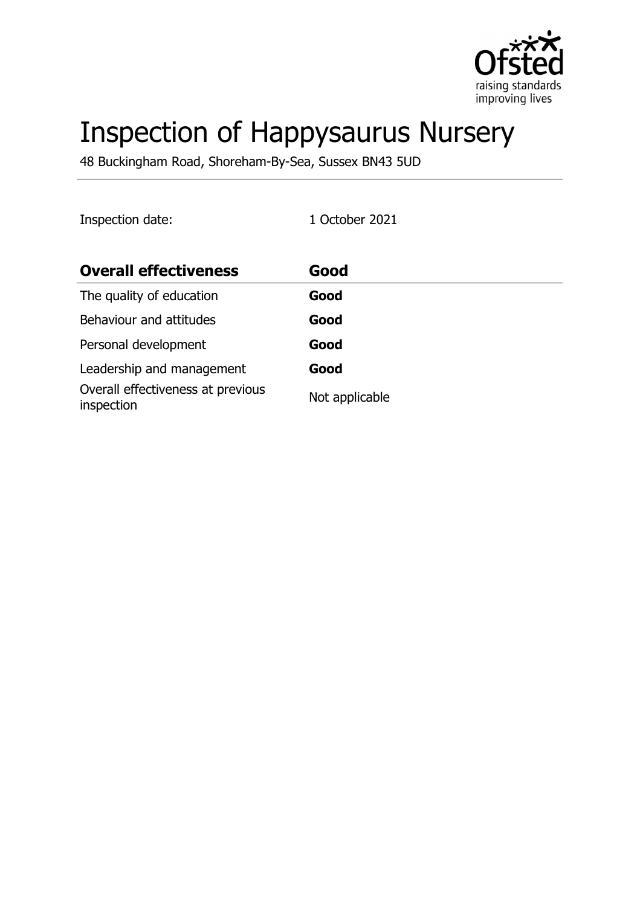# Inspection of Happysaurus Nursery

48 Buckingham Road, Shoreham-By-Sea, Sussex BN43 5UD

Inspection date: 1 October 2021

| **Overall effectiveness** | **Good** |
| --- | --- |
| The quality of education | **Good** |
| Behaviour and attitudes | **Good** |
| Personal development | **Good** |
| Leadership and management | **Good** |
| Overall effectiveness at previous inspection | Not applicable |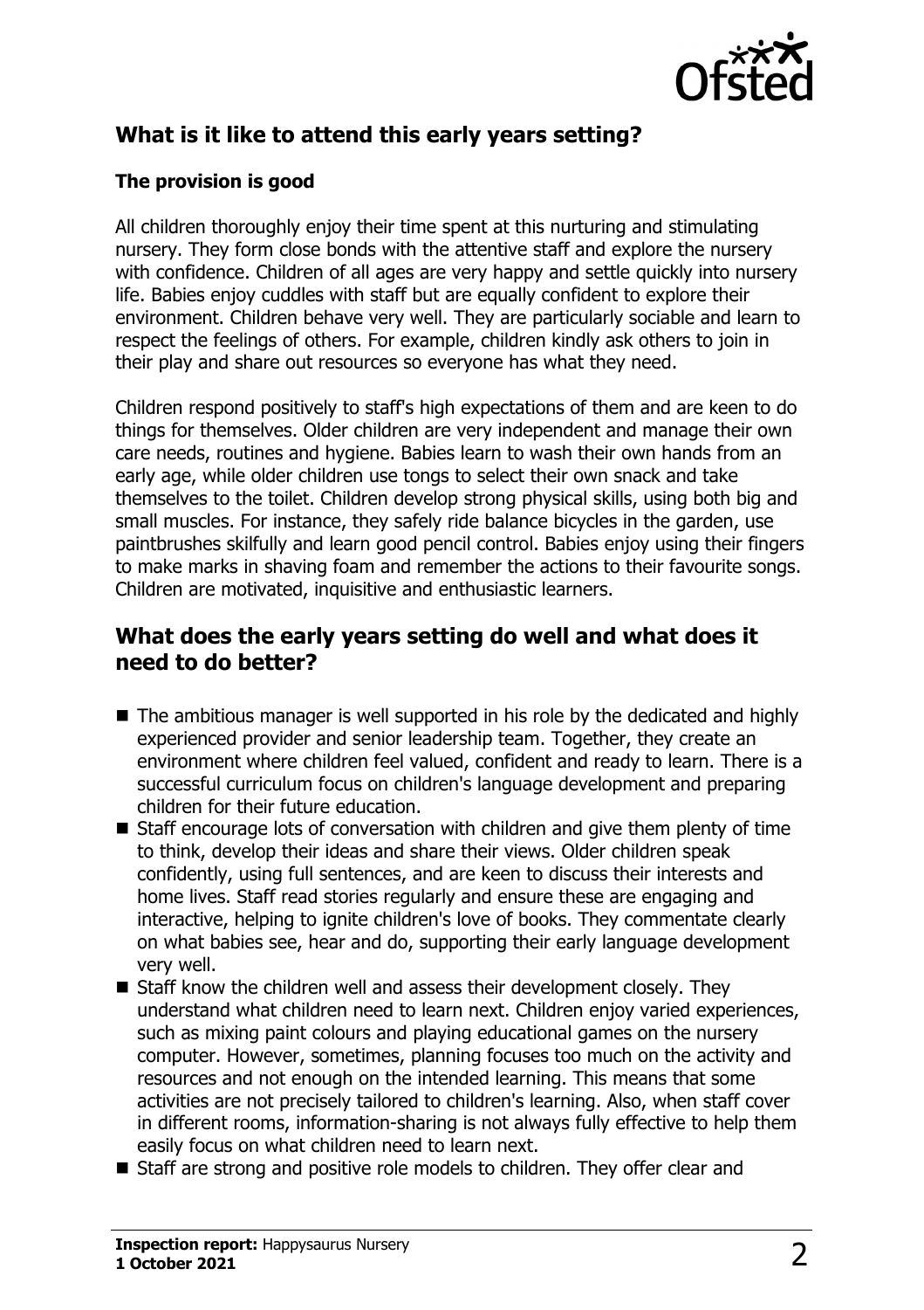## What is it like to attend this early years setting?

### The provision is good

All children thoroughly enjoy their time spent at this nurturing and stimulating nursery. They form close bonds with the attentive staff and explore the nursery with confidence. Children of all ages are very happy and settle quickly into nursery life. Babies enjoy cuddles with staff but are equally confident to explore their environment. Children behave very well. They are particularly sociable and learn to respect the feelings of others. For example, children kindly ask others to join in their play and share out resources so everyone has what they need.

Children respond positively to staff's high expectations of them and are keen to do things for themselves. Older children are very independent and manage their own care needs, routines and hygiene. Babies learn to wash their own hands from an early age, while older children use tongs to select their own snack and take themselves to the toilet. Children develop strong physical skills, using both big and small muscles. For instance, they safely ride balance bicycles in the garden, use paintbrushes skilfully and learn good pencil control. Babies enjoy using their fingers to make marks in shaving foam and remember the actions to their favourite songs. Children are motivated, inquisitive and enthusiastic learners.

## What does the early years setting do well and what does it need to do better?

- The ambitious manager is well supported in his role by the dedicated and highly experienced provider and senior leadership team. Together, they create an environment where children feel valued, confident and ready to learn. There is a successful curriculum focus on children's language development and preparing children for their future education.
- Staff encourage lots of conversation with children and give them plenty of time to think, develop their ideas and share their views. Older children speak confidently, using full sentences, and are keen to discuss their interests and home lives. Staff read stories regularly and ensure these are engaging and interactive, helping to ignite children's love of books. They commentate clearly on what babies see, hear and do, supporting their early language development very well.
- Staff know the children well and assess their development closely. They understand what children need to learn next. Children enjoy varied experiences, such as mixing paint colours and playing educational games on the nursery computer. However, sometimes, planning focuses too much on the activity and resources and not enough on the intended learning. This means that some activities are not precisely tailored to children's learning. Also, when staff cover in different rooms, information-sharing is not always fully effective to help them easily focus on what children need to learn next.
- Staff are strong and positive role models to children. They offer clear and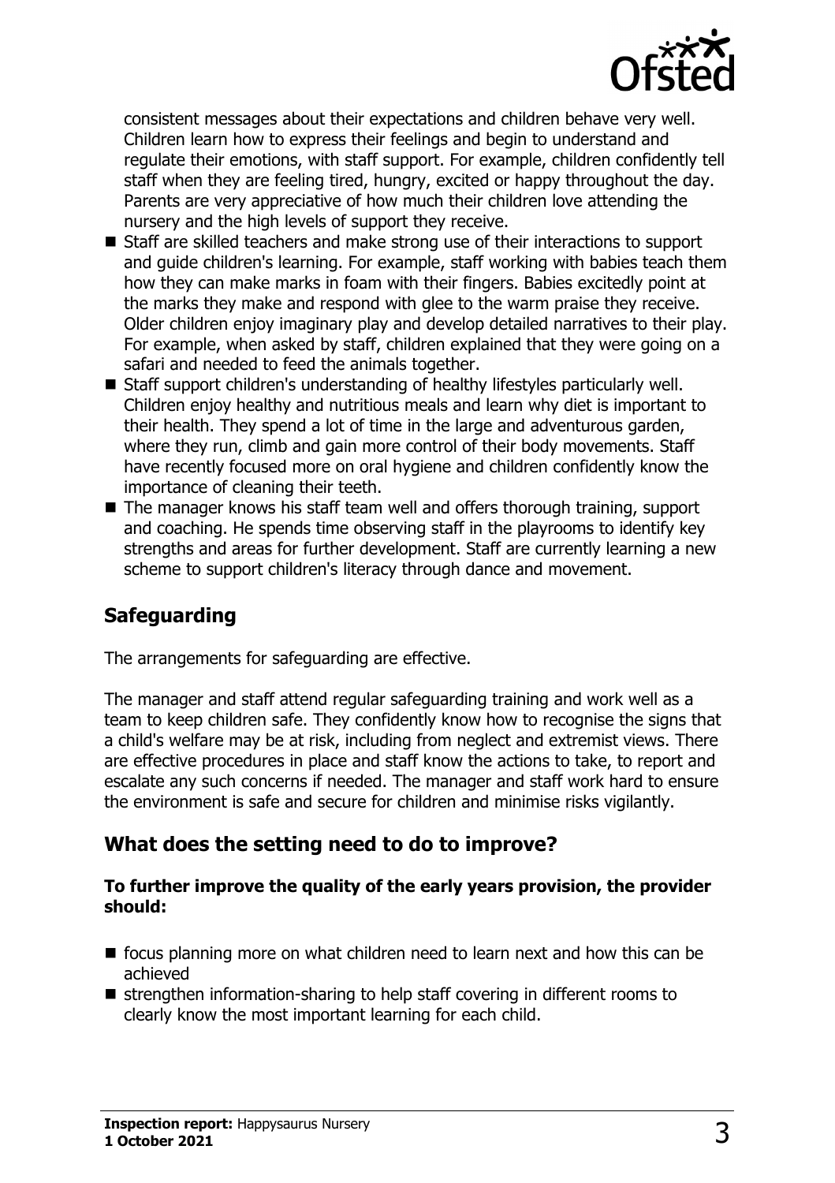consistent messages about their expectations and children behave very well. Children learn how to express their feelings and begin to understand and regulate their emotions, with staff support. For example, children confidently tell staff when they are feeling tired, hungry, excited or happy throughout the day. Parents are very appreciative of how much their children love attending the nursery and the high levels of support they receive.

- Staff are skilled teachers and make strong use of their interactions to support and guide children's learning. For example, staff working with babies teach them how they can make marks in foam with their fingers. Babies excitedly point at the marks they make and respond with glee to the warm praise they receive. Older children enjoy imaginary play and develop detailed narratives to their play. For example, when asked by staff, children explained that they were going on a safari and needed to feed the animals together.
- Staff support children's understanding of healthy lifestyles particularly well. Children enjoy healthy and nutritious meals and learn why diet is important to their health. They spend a lot of time in the large and adventurous garden, where they run, climb and gain more control of their body movements. Staff have recently focused more on oral hygiene and children confidently know the importance of cleaning their teeth.
- The manager knows his staff team well and offers thorough training, support and coaching. He spends time observing staff in the playrooms to identify key strengths and areas for further development. Staff are currently learning a new scheme to support children's literacy through dance and movement.

## Safeguarding

The arrangements for safeguarding are effective.

The manager and staff attend regular safeguarding training and work well as a team to keep children safe. They confidently know how to recognise the signs that a child's welfare may be at risk, including from neglect and extremist views. There are effective procedures in place and staff know the actions to take, to report and escalate any such concerns if needed. The manager and staff work hard to ensure the environment is safe and secure for children and minimise risks vigilantly.

## What does the setting need to do to improve?

**To further improve the quality of the early years provision, the provider should:**

- focus planning more on what children need to learn next and how this can be achieved
- strengthen information-sharing to help staff covering in different rooms to clearly know the most important learning for each child.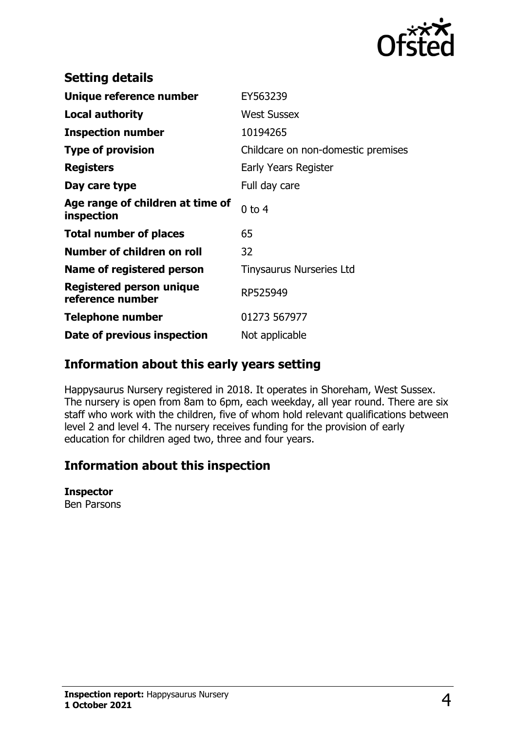## Setting details

| | |
|---|---|
| **Unique reference number** | EY563239 |
| **Local authority** | West Sussex |
| **Inspection number** | 10194265 |
| **Type of provision** | Childcare on non-domestic premises |
| **Registers** | Early Years Register |
| **Day care type** | Full day care |
| **Age range of children at time of inspection** | 0 to 4 |
| **Total number of places** | 65 |
| **Number of children on roll** | 32 |
| **Name of registered person** | Tinysaurus Nurseries Ltd |
| **Registered person unique reference number** | RP525949 |
| **Telephone number** | 01273 567977 |
| **Date of previous inspection** | Not applicable |

## Information about this early years setting

Happysaurus Nursery registered in 2018. It operates in Shoreham, West Sussex. The nursery is open from 8am to 6pm, each weekday, all year round. There are six staff who work with the children, five of whom hold relevant qualifications between level 2 and level 4. The nursery receives funding for the provision of early education for children aged two, three and four years.

## Information about this inspection

**Inspector**
Ben Parsons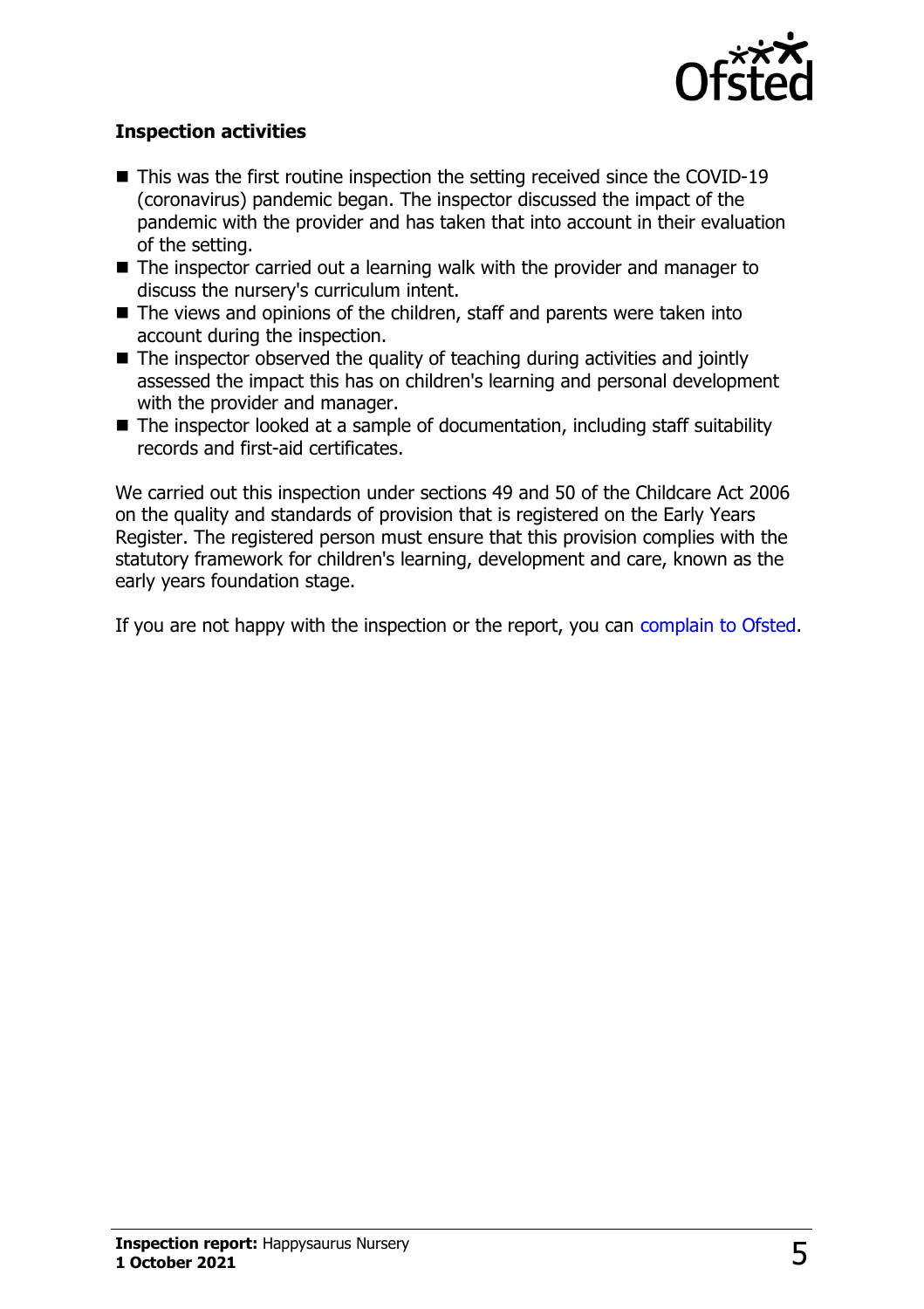### Inspection activities

- This was the first routine inspection the setting received since the COVID-19 (coronavirus) pandemic began. The inspector discussed the impact of the pandemic with the provider and has taken that into account in their evaluation of the setting.
- The inspector carried out a learning walk with the provider and manager to discuss the nursery's curriculum intent.
- The views and opinions of the children, staff and parents were taken into account during the inspection.
- The inspector observed the quality of teaching during activities and jointly assessed the impact this has on children's learning and personal development with the provider and manager.
- The inspector looked at a sample of documentation, including staff suitability records and first-aid certificates.

We carried out this inspection under sections 49 and 50 of the Childcare Act 2006 on the quality and standards of provision that is registered on the Early Years Register. The registered person must ensure that this provision complies with the statutory framework for children's learning, development and care, known as the early years foundation stage.

If you are not happy with the inspection or the report, you can complain to Ofsted.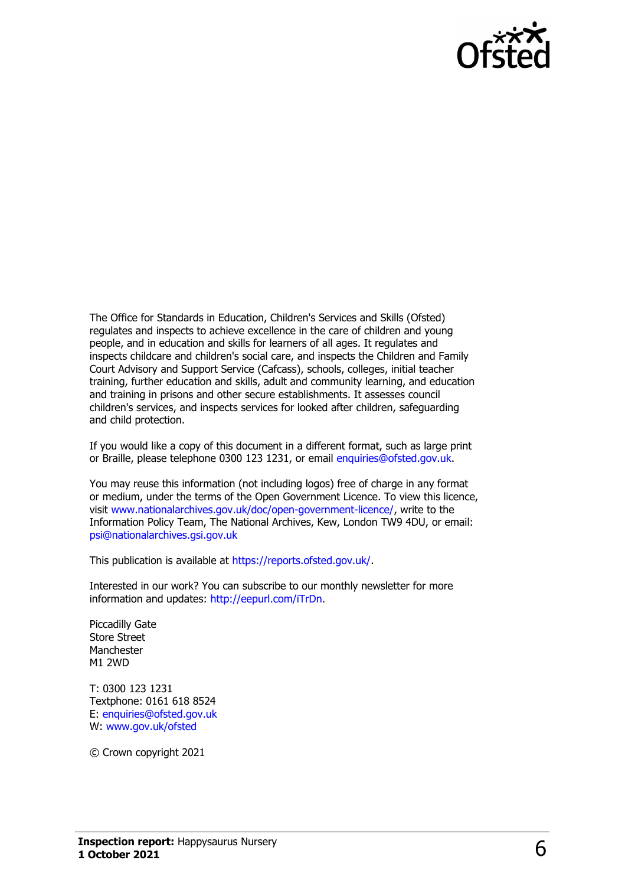The Office for Standards in Education, Children's Services and Skills (Ofsted) regulates and inspects to achieve excellence in the care of children and young people, and in education and skills for learners of all ages. It regulates and inspects childcare and children's social care, and inspects the Children and Family Court Advisory and Support Service (Cafcass), schools, colleges, initial teacher training, further education and skills, adult and community learning, and education and training in prisons and other secure establishments. It assesses council children's services, and inspects services for looked after children, safeguarding and child protection.

If you would like a copy of this document in a different format, such as large print or Braille, please telephone 0300 123 1231, or email enquiries@ofsted.gov.uk.

You may reuse this information (not including logos) free of charge in any format or medium, under the terms of the Open Government Licence. To view this licence, visit www.nationalarchives.gov.uk/doc/open-government-licence/, write to the Information Policy Team, The National Archives, Kew, London TW9 4DU, or email: psi@nationalarchives.gsi.gov.uk

This publication is available at https://reports.ofsted.gov.uk/.

Interested in our work? You can subscribe to our monthly newsletter for more information and updates: http://eepurl.com/iTrDn.

Piccadilly Gate
Store Street
Manchester
M1 2WD

T: 0300 123 1231
Textphone: 0161 618 8524
E: enquiries@ofsted.gov.uk
W: www.gov.uk/ofsted

© Crown copyright 2021